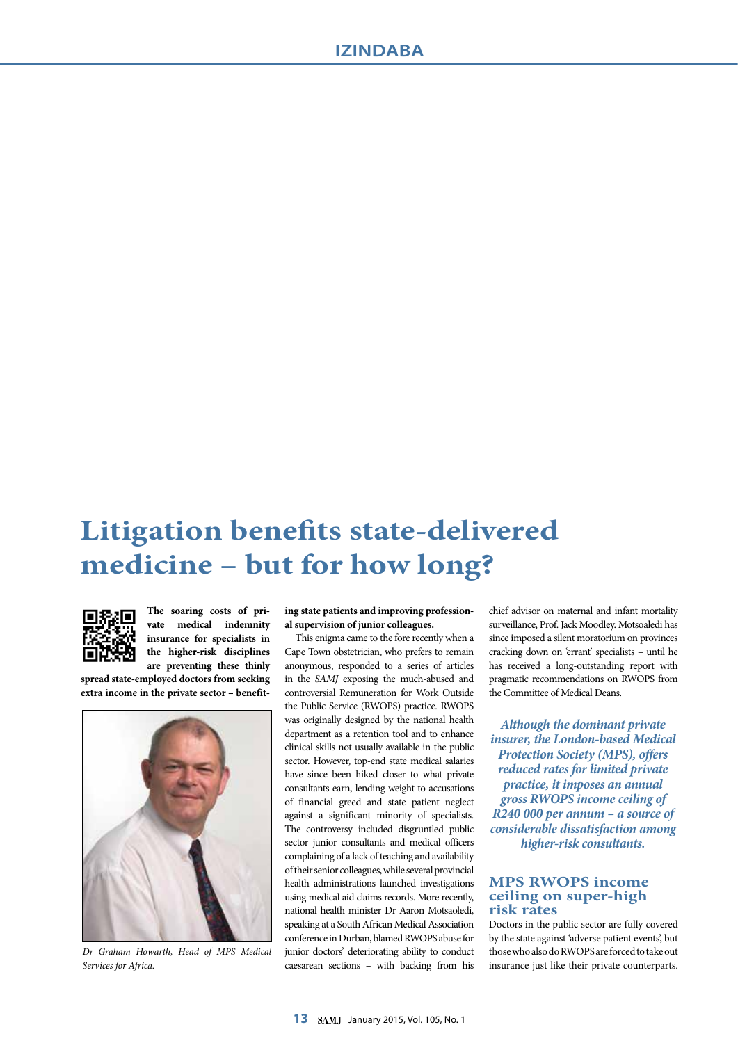# Litigation benefits state-delivered medicine – but for how long?

**The soaring costs of private medical indemnity insurance for specialists in the higher-risk disciplines are preventing these thinly spread state-employed doctors from seeking extra income in the private sector – benefiting state patients and improving professional supervision of junior colleagues.**

*Dr Graham Howarth, Head of MPS Medical Services for Africa.*

This enigma came to the fore recently when a Cape Town obstetrician, who prefers to remain anonymous, responded to a series of articles in the *SAMJ* exposing the much-abused and controversial Remuneration for Work Outside the Public Service (RWOPS) practice. RWOPS was originally designed by the national health department as a retention tool and to enhance clinical skills not usually available in the public sector. However, top-end state medical salaries have since been hiked closer to what private consultants earn, lending weight to accusations of financial greed and state patient neglect against a significant minority of specialists. The controversy included disgruntled public sector junior consultants and medical officers complaining of a lack of teaching and availability of their senior colleagues, while several provincial health administrations launched investigations using medical aid claims records. More recently, national health minister Dr Aaron Motsaoledi, speaking at a South African Medical Association conference in Durban, blamed RWOPS abuse for junior doctors' deteriorating ability to conduct caesarean sections – with backing from his chief advisor on maternal and infant mortality surveillance, Prof. Jack Moodley. Motsoaledi has since imposed a silent moratorium on provinces cracking down on 'errant' specialists – until he has received a long-outstanding report with pragmatic recommendations on RWOPS from the Committee of Medical Deans.

***Although the dominant private insurer, the London-based Medical Protection Society (MPS), offers reduced rates for limited private practice, it imposes an annual gross RWOPS income ceiling of R240 000 per annum – a source of considerable dissatisfaction among higher-risk consultants.***

## MPS RWOPS income ceiling on super-high risk rates

Doctors in the public sector are fully covered by the state against 'adverse patient events', but those who also do RWOPS are forced to take out insurance just like their private counterparts.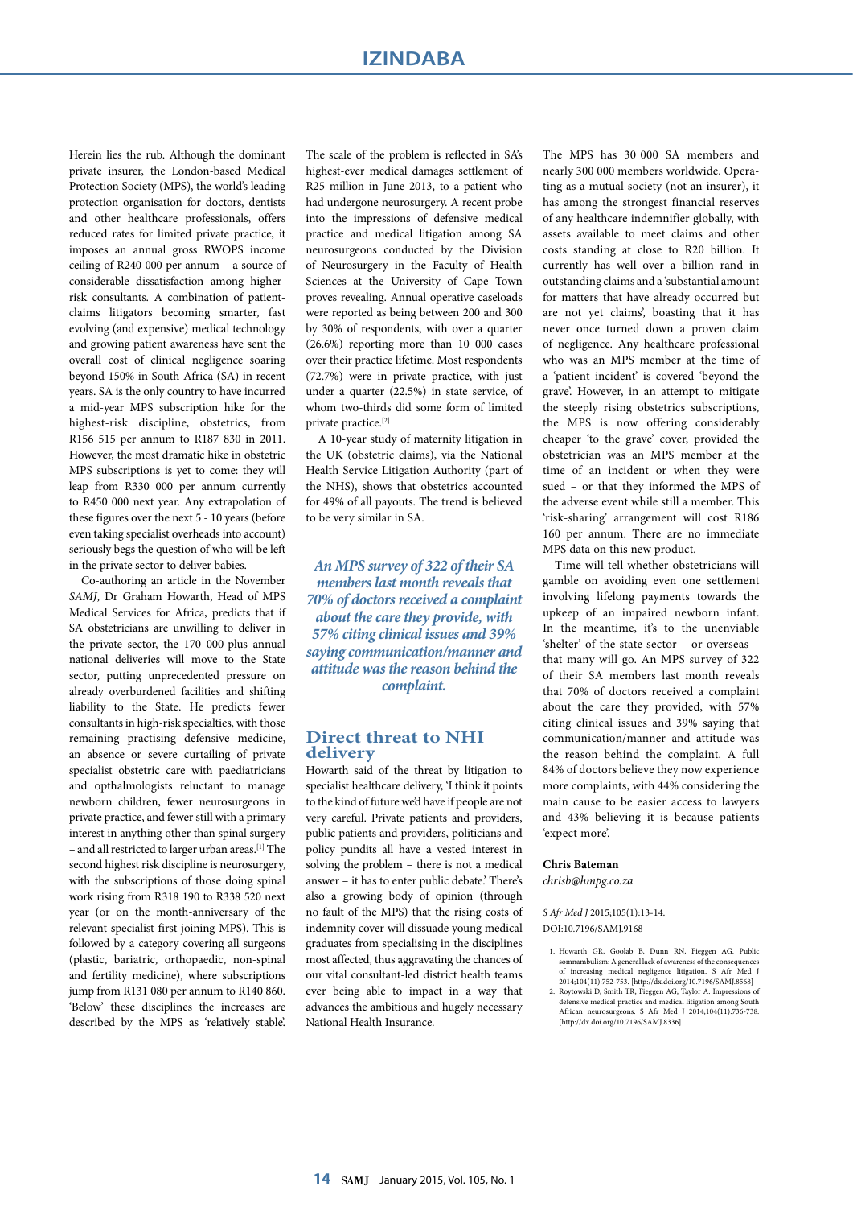Herein lies the rub. Although the dominant private insurer, the London-based Medical Protection Society (MPS), the world's leading protection organisation for doctors, dentists and other healthcare professionals, offers reduced rates for limited private practice, it imposes an annual gross RWOPS income ceiling of R240 000 per annum – a source of considerable dissatisfaction among higher-risk consultants. A combination of patient-claims litigators becoming smarter, fast evolving (and expensive) medical technology and growing patient awareness have sent the overall cost of clinical negligence soaring beyond 150% in South Africa (SA) in recent years. SA is the only country to have incurred a mid-year MPS subscription hike for the highest-risk discipline, obstetrics, from R156 515 per annum to R187 830 in 2011. However, the most dramatic hike in obstetric MPS subscriptions is yet to come: they will leap from R330 000 per annum currently to R450 000 next year. Any extrapolation of these figures over the next 5 - 10 years (before even taking specialist overheads into account) seriously begs the question of who will be left in the private sector to deliver babies.

Co-authoring an article in the November *SAMJ*, Dr Graham Howarth, Head of MPS Medical Services for Africa, predicts that if SA obstetricians are unwilling to deliver in the private sector, the 170 000-plus annual national deliveries will move to the State sector, putting unprecedented pressure on already overburdened facilities and shifting liability to the State. He predicts fewer consultants in high-risk specialties, with those remaining practising defensive medicine, an absence or severe curtailing of private specialist obstetric care with paediatricians and opthalmologists reluctant to manage newborn children, fewer neurosurgeons in private practice, and fewer still with a primary interest in anything other than spinal surgery – and all restricted to larger urban areas.[1] The second highest risk discipline is neurosurgery, with the subscriptions of those doing spinal work rising from R318 190 to R338 520 next year (or on the month-anniversary of the relevant specialist first joining MPS). This is followed by a category covering all surgeons (plastic, bariatric, orthopaedic, non-spinal and fertility medicine), where subscriptions jump from R131 080 per annum to R140 860. 'Below' these disciplines the increases are described by the MPS as 'relatively stable'.

The scale of the problem is reflected in SA's highest-ever medical damages settlement of R25 million in June 2013, to a patient who had undergone neurosurgery. A recent probe into the impressions of defensive medical practice and medical litigation among SA neurosurgeons conducted by the Division of Neurosurgery in the Faculty of Health Sciences at the University of Cape Town proves revealing. Annual operative caseloads were reported as being between 200 and 300 by 30% of respondents, with over a quarter (26.6%) reporting more than 10 000 cases over their practice lifetime. Most respondents (72.7%) were in private practice, with just under a quarter (22.5%) in state service, of whom two-thirds did some form of limited private practice.[2]

A 10-year study of maternity litigation in the UK (obstetric claims), via the National Health Service Litigation Authority (part of the NHS), shows that obstetrics accounted for 49% of all payouts. The trend is believed to be very similar in SA.

***An MPS survey of 322 of their SA members last month reveals that 70% of doctors received a complaint about the care they provide, with 57% citing clinical issues and 39% saying communication/manner and attitude was the reason behind the complaint.***

## Direct threat to NHI delivery

Howarth said of the threat by litigation to specialist healthcare delivery, 'I think it points to the kind of future we'd have if people are not very careful. Private patients and providers, public patients and providers, politicians and policy pundits all have a vested interest in solving the problem – there is not a medical answer – it has to enter public debate.' There's also a growing body of opinion (through no fault of the MPS) that the rising costs of indemnity cover will dissuade young medical graduates from specialising in the disciplines most affected, thus aggravating the chances of our vital consultant-led district health teams ever being able to impact in a way that advances the ambitious and hugely necessary National Health Insurance.

The MPS has 30 000 SA members and nearly 300 000 members worldwide. Operating as a mutual society (not an insurer), it has among the strongest financial reserves of any healthcare indemnifier globally, with assets available to meet claims and other costs standing at close to R20 billion. It currently has well over a billion rand in outstanding claims and a 'substantial amount for matters that have already occurred but are not yet claims', boasting that it has never once turned down a proven claim of negligence. Any healthcare professional who was an MPS member at the time of a 'patient incident' is covered 'beyond the grave'. However, in an attempt to mitigate the steeply rising obstetrics subscriptions, the MPS is now offering considerably cheaper 'to the grave' cover, provided the obstetrician was an MPS member at the time of an incident or when they were sued – or that they informed the MPS of the adverse event while still a member. This 'risk-sharing' arrangement will cost R186 160 per annum. There are no immediate MPS data on this new product.

Time will tell whether obstetricians will gamble on avoiding even one settlement involving lifelong payments towards the upkeep of an impaired newborn infant. In the meantime, it's to the unenviable 'shelter' of the state sector – or overseas – that many will go. An MPS survey of 322 of their SA members last month reveals that 70% of doctors received a complaint about the care they provided, with 57% citing clinical issues and 39% saying that communication/manner and attitude was the reason behind the complaint. A full 84% of doctors believe they now experience more complaints, with 44% considering the main cause to be easier access to lawyers and 43% believing it is because patients 'expect more'.

**Chris Bateman**
*chrisb@hmpg.co.za*

*S Afr Med J* 2015;105(1):13-14. DOI:10.7196/SAMJ.9168

1. Howarth GR, Goolab B, Dunn RN, Fieggen AG. Public somnambulism: A general lack of awareness of the consequences of increasing medical negligence litigation. S Afr Med J 2014;104(11):752-753. [http://dx.doi.org/10.7196/SAMJ.8568]
2. Roytowski D, Smith TR, Fieggen AG, Taylor A. Impressions of defensive medical practice and medical litigation among South African neurosurgeons. S Afr Med J 2014;104(11):736-738. [http://dx.doi.org/10.7196/SAMJ.8336]